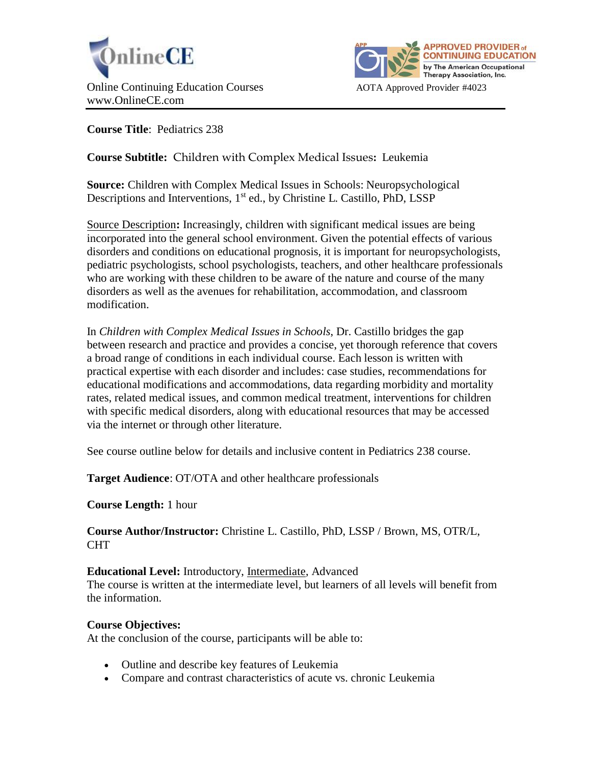OnlineCE

Online Continuing Education Courses
www.OnlineCE.com

APPROVED PROVIDER of CONTINUING EDUCATION by The American Occupational Therapy Association, Inc.

AOTA Approved Provider #4023

**Course Title**: Pediatrics 238

**Course Subtitle:** Children with Complex Medical Issues**:** Leukemia

**Source:** Children with Complex Medical Issues in Schools: Neuropsychological Descriptions and Interventions, 1st ed., by Christine L. Castillo, PhD, LSSP

Source Description**:** Increasingly, children with significant medical issues are being incorporated into the general school environment. Given the potential effects of various disorders and conditions on educational prognosis, it is important for neuropsychologists, pediatric psychologists, school psychologists, teachers, and other healthcare professionals who are working with these children to be aware of the nature and course of the many disorders as well as the avenues for rehabilitation, accommodation, and classroom modification.

In *Children with Complex Medical Issues in Schools,* Dr. Castillo bridges the gap between research and practice and provides a concise, yet thorough reference that covers a broad range of conditions in each individual course. Each lesson is written with practical expertise with each disorder and includes: case studies, recommendations for educational modifications and accommodations, data regarding morbidity and mortality rates, related medical issues, and common medical treatment, interventions for children with specific medical disorders, along with educational resources that may be accessed via the internet or through other literature.

See course outline below for details and inclusive content in Pediatrics 238 course.

**Target Audience**: OT/OTA and other healthcare professionals

**Course Length:** 1 hour

**Course Author/Instructor:** Christine L. Castillo, PhD, LSSP / Brown, MS, OTR/L, CHT

**Educational Level:** Introductory, Intermediate, Advanced
The course is written at the intermediate level, but learners of all levels will benefit from the information.

**Course Objectives:**
At the conclusion of the course, participants will be able to:

- Outline and describe key features of Leukemia
- Compare and contrast characteristics of acute vs. chronic Leukemia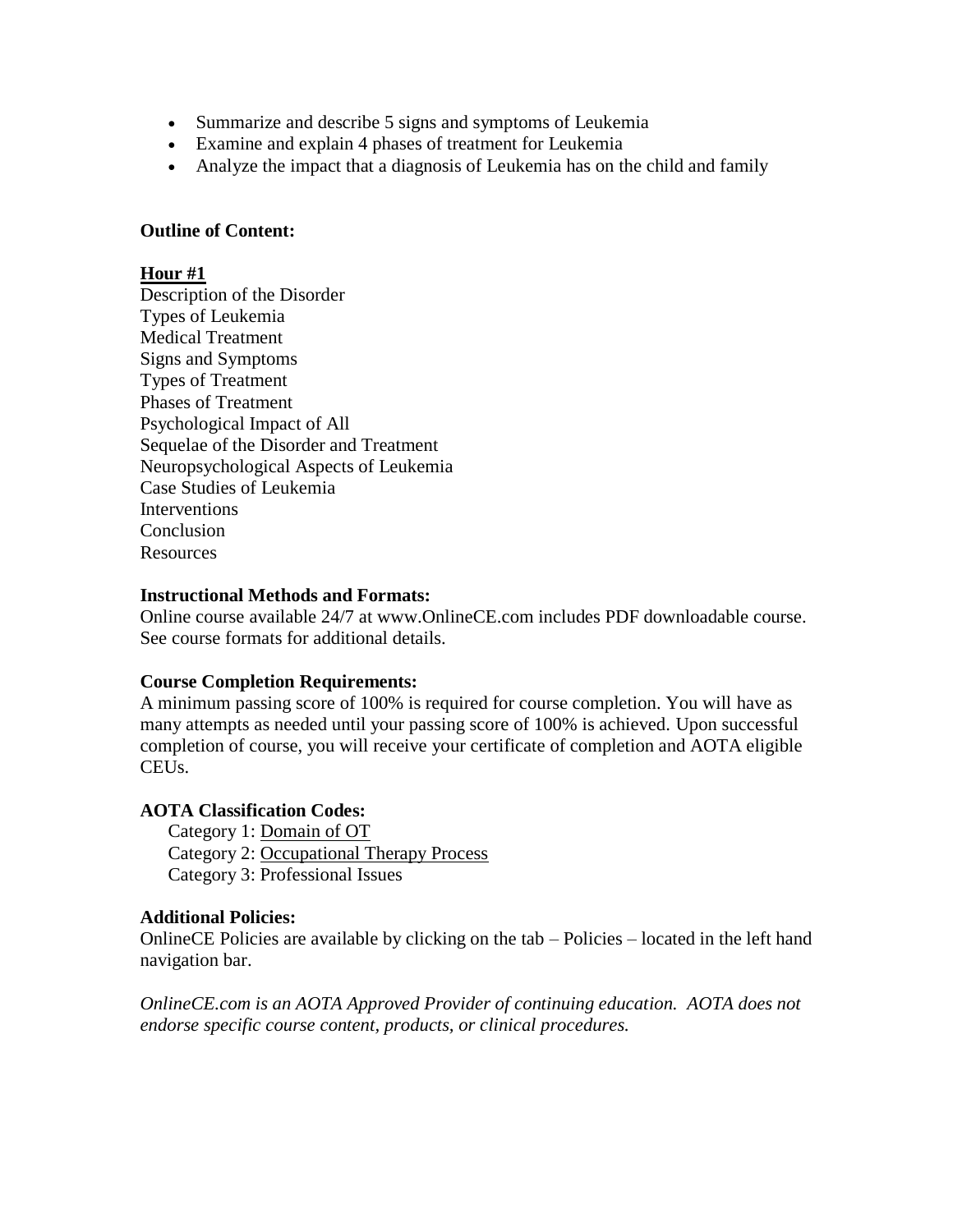- Summarize and describe 5 signs and symptoms of Leukemia
- Examine and explain 4 phases of treatment for Leukemia
- Analyze the impact that a diagnosis of Leukemia has on the child and family

**Outline of Content:**

**Hour #1**

Description of the Disorder
Types of Leukemia
Medical Treatment
Signs and Symptoms
Types of Treatment
Phases of Treatment
Psychological Impact of All
Sequelae of the Disorder and Treatment
Neuropsychological Aspects of Leukemia
Case Studies of Leukemia
Interventions
Conclusion
Resources

**Instructional Methods and Formats:**
Online course available 24/7 at www.OnlineCE.com includes PDF downloadable course. See course formats for additional details.

**Course Completion Requirements:**
A minimum passing score of 100% is required for course completion. You will have as many attempts as needed until your passing score of 100% is achieved. Upon successful completion of course, you will receive your certificate of completion and AOTA eligible CEUs.

**AOTA Classification Codes:**

Category 1: Domain of OT
Category 2: Occupational Therapy Process
Category 3: Professional Issues

**Additional Policies:**
OnlineCE Policies are available by clicking on the tab – Policies – located in the left hand navigation bar.

*OnlineCE.com is an AOTA Approved Provider of continuing education. AOTA does not endorse specific course content, products, or clinical procedures.*